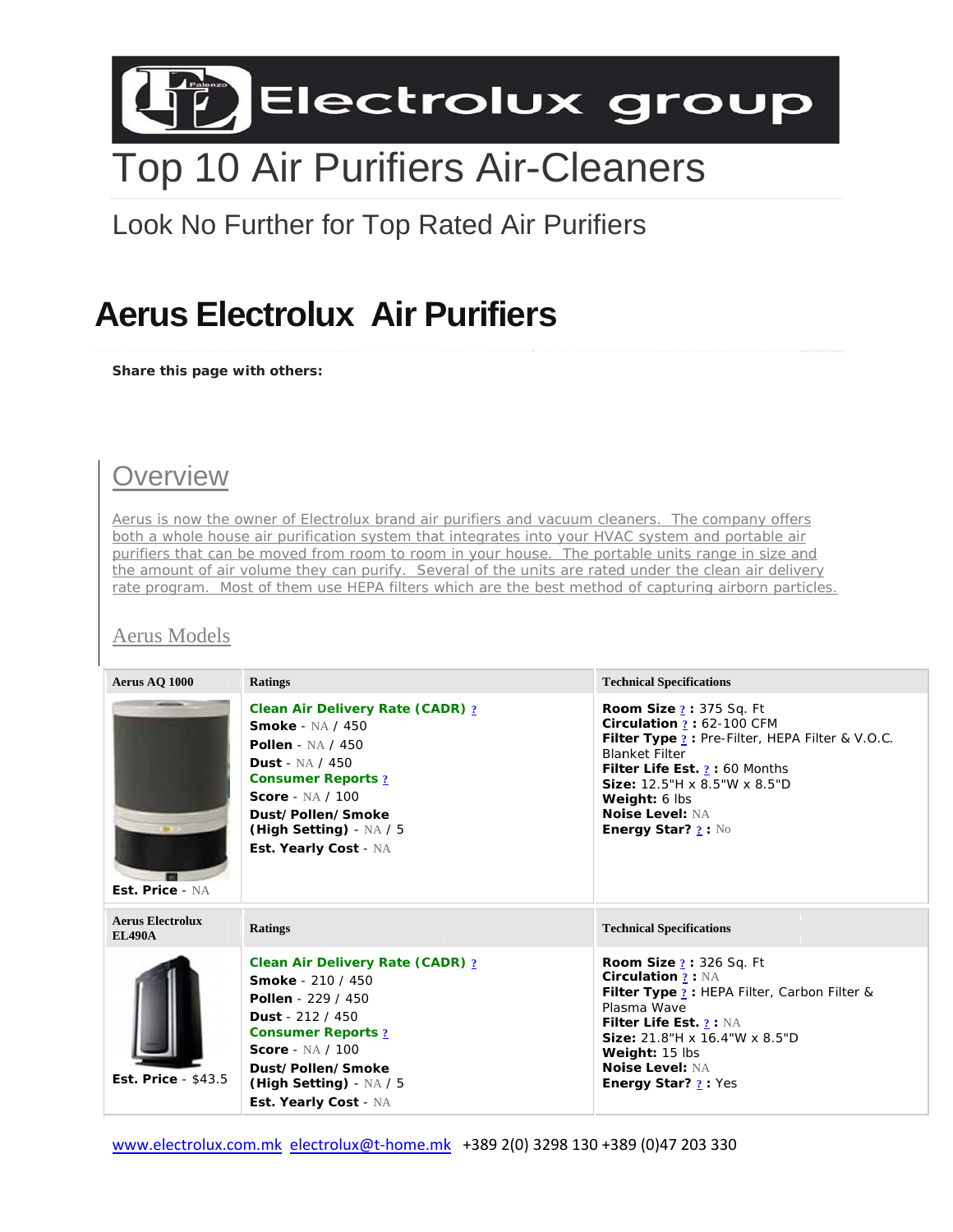Electrolux group

# Top 10 Air Purifiers Air-Cleaners

Look No Further for Top Rated Air Purifiers

# Aerus Electrolux Air Purifiers

**Share this page with others:**

## Overview

Aerus is now the owner of Electrolux brand air purifiers and vacuum cleaners. The company offers both a whole house air purification system that integrates into your HVAC system and portable air purifiers that can be moved from room to room in your house. The portable units range in size and the amount of air volume they can purify. Several of the units are rated under the clean air delivery rate program. Most of them use HEPA filters which are the best method of capturing airborn particles.

### Aerus Models

| Aerus AQ 1000 | Ratings | Technical Specifications |
|---|---|---|
| Est. Price - NA | **Clean Air Delivery Rate (CADR) ?**<br>**Smoke** - NA / 450<br>**Pollen** - NA / 450<br>**Dust** - NA / 450<br>**Consumer Reports ?**<br>**Score** - NA / 100<br>**Dust/Pollen/Smoke (High Setting)** - NA / 5<br>**Est. Yearly Cost** - NA | **Room Size ? :** 375 Sq. Ft<br>**Circulation ? :** 62-100 CFM<br>**Filter Type ? :** Pre-Filter, HEPA Filter & V.O.C. Blanket Filter<br>**Filter Life Est. ? :** 60 Months<br>**Size:** 12.5"H x 8.5"W x 8.5"D<br>**Weight:** 6 lbs<br>**Noise Level:** NA<br>**Energy Star? ? :** No |

| Aerus Electrolux EL490A | Ratings | Technical Specifications |
|---|---|---|
| Est. Price - $43.5 | **Clean Air Delivery Rate (CADR) ?**<br>**Smoke** - 210 / 450<br>**Pollen** - 229 / 450<br>**Dust** - 212 / 450<br>**Consumer Reports ?**<br>**Score** - NA / 100<br>**Dust/Pollen/Smoke (High Setting)** - NA / 5<br>**Est. Yearly Cost** - NA | **Room Size ? :** 326 Sq. Ft<br>**Circulation ? :** NA<br>**Filter Type ? :** HEPA Filter, Carbon Filter & Plasma Wave<br>**Filter Life Est. ? :** NA<br>**Size:** 21.8"H x 16.4"W x 8.5"D<br>**Weight:** 15 lbs<br>**Noise Level:** NA<br>**Energy Star? ? :** Yes |

www.electrolux.com.mk electrolux@t-home.mk +389 2(0) 3298 130 +389 (0)47 203 330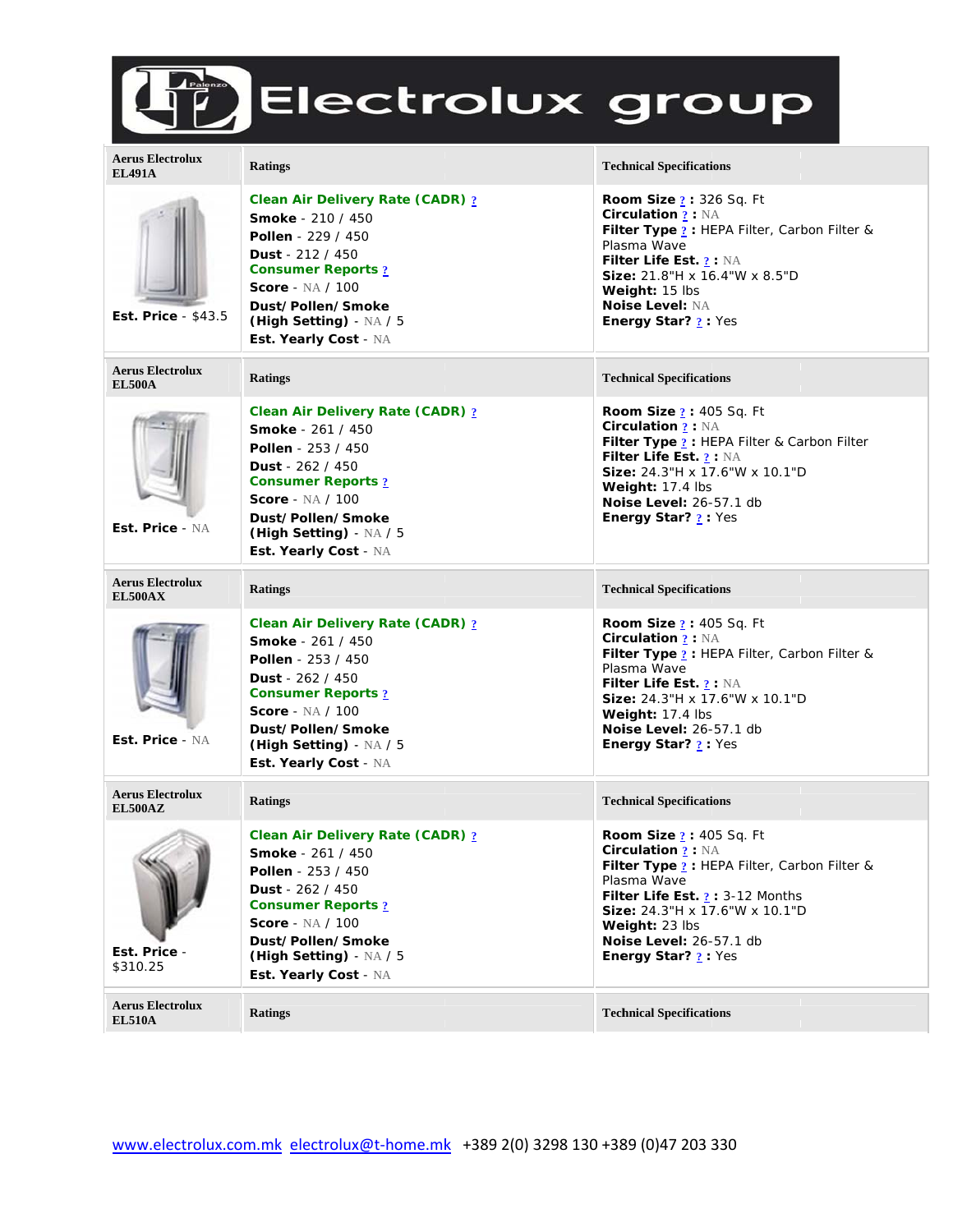# Electrolux group

| Aerus Electrolux EL491A | Ratings | Technical Specifications |
|---|---|---|
| Est. Price - $43.5 | **Clean Air Delivery Rate (CADR) ?**<br>**Smoke** - 210 / 450<br>**Pollen** - 229 / 450<br>**Dust** - 212 / 450<br>**Consumer Reports ?**<br>**Score** - NA / 100<br>**Dust/ Pollen/ Smoke (High Setting)** - NA / 5<br>**Est. Yearly Cost** - NA | **Room Size ? :** 326 Sq. Ft<br>**Circulation ? :** NA<br>**Filter Type ? :** HEPA Filter, Carbon Filter & Plasma Wave<br>**Filter Life Est. ? :** NA<br>**Size:** 21.8"H x 16.4"W x 8.5"D<br>**Weight:** 15 lbs<br>**Noise Level:** NA<br>**Energy Star? ? :** Yes |

| Aerus Electrolux EL500A | Ratings | Technical Specifications |
|---|---|---|
| Est. Price - NA | **Clean Air Delivery Rate (CADR) ?**<br>**Smoke** - 261 / 450<br>**Pollen** - 253 / 450<br>**Dust** - 262 / 450<br>**Consumer Reports ?**<br>**Score** - NA / 100<br>**Dust/ Pollen/ Smoke (High Setting)** - NA / 5<br>**Est. Yearly Cost** - NA | **Room Size ? :** 405 Sq. Ft<br>**Circulation ? :** NA<br>**Filter Type ? :** HEPA Filter & Carbon Filter<br>**Filter Life Est. ? :** NA<br>**Size:** 24.3"H x 17.6"W x 10.1"D<br>**Weight:** 17.4 lbs<br>**Noise Level:** 26-57.1 db<br>**Energy Star? ? :** Yes |

| Aerus Electrolux EL500AX | Ratings | Technical Specifications |
|---|---|---|
| Est. Price - NA | **Clean Air Delivery Rate (CADR) ?**<br>**Smoke** - 261 / 450<br>**Pollen** - 253 / 450<br>**Dust** - 262 / 450<br>**Consumer Reports ?**<br>**Score** - NA / 100<br>**Dust/ Pollen/ Smoke (High Setting)** - NA / 5<br>**Est. Yearly Cost** - NA | **Room Size ? :** 405 Sq. Ft<br>**Circulation ? :** NA<br>**Filter Type ? :** HEPA Filter, Carbon Filter & Plasma Wave<br>**Filter Life Est. ? :** NA<br>**Size:** 24.3"H x 17.6"W x 10.1"D<br>**Weight:** 17.4 lbs<br>**Noise Level:** 26-57.1 db<br>**Energy Star? ? :** Yes |

| Aerus Electrolux EL500AZ | Ratings | Technical Specifications |
|---|---|---|
| Est. Price - $310.25 | **Clean Air Delivery Rate (CADR) ?**<br>**Smoke** - 261 / 450<br>**Pollen** - 253 / 450<br>**Dust** - 262 / 450<br>**Consumer Reports ?**<br>**Score** - NA / 100<br>**Dust/ Pollen/ Smoke (High Setting)** - NA / 5<br>**Est. Yearly Cost** - NA | **Room Size ? :** 405 Sq. Ft<br>**Circulation ? :** NA<br>**Filter Type ? :** HEPA Filter, Carbon Filter & Plasma Wave<br>**Filter Life Est. ? :** 3-12 Months<br>**Size:** 24.3"H x 17.6"W x 10.1"D<br>**Weight:** 23 lbs<br>**Noise Level:** 26-57.1 db<br>**Energy Star? ? :** Yes |

| Aerus Electrolux EL510A | Ratings | Technical Specifications |
|---|---|---|

www.electrolux.com.mk electrolux@t-home.mk +389 2(0) 3298 130 +389 (0)47 203 330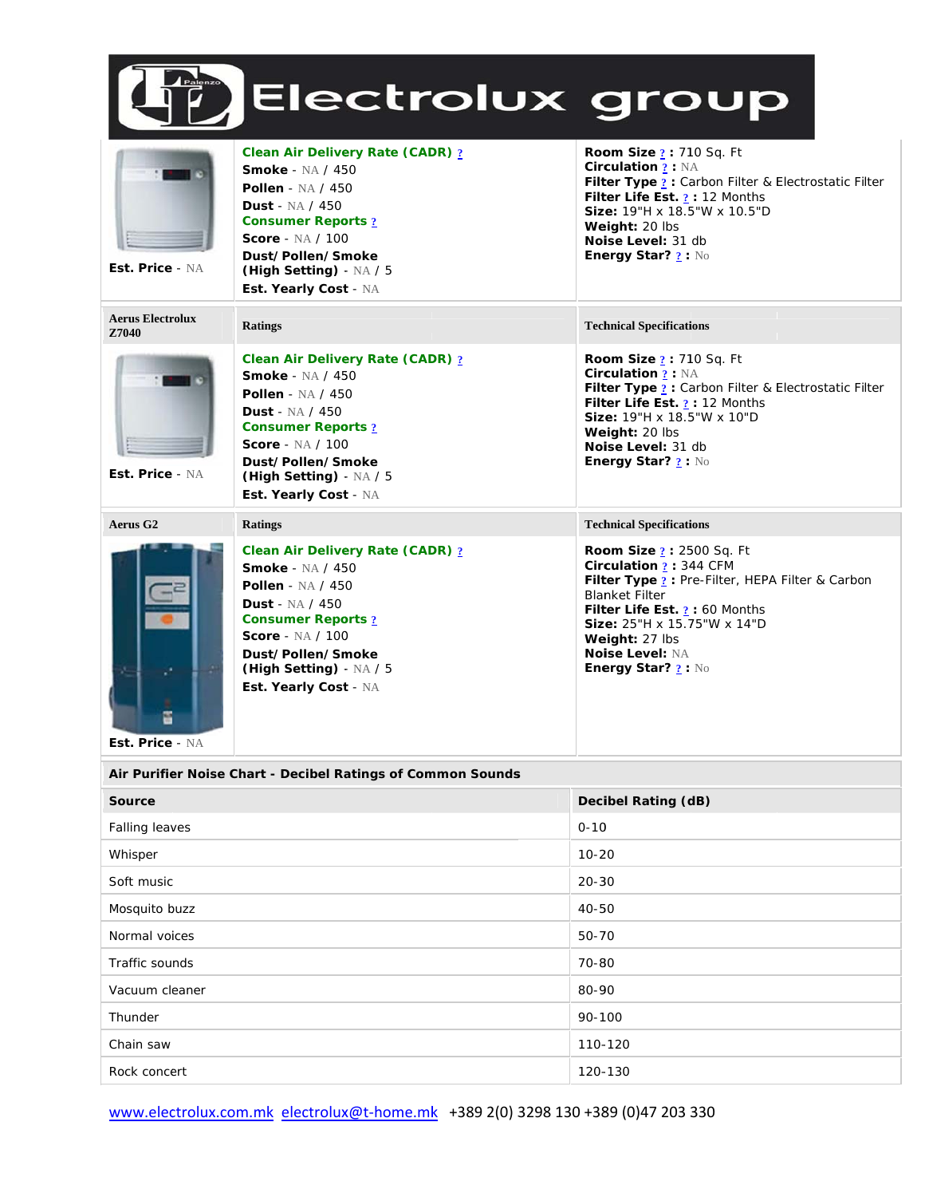# Electrolux group

| | | |
|---|---|---|
| Est. Price - NA | **Clean Air Delivery Rate (CADR) ?**<br>**Smoke** - NA / 450<br>**Pollen** - NA / 450<br>**Dust** - NA / 450<br>**Consumer Reports ?**<br>**Score** - NA / 100<br>**Dust/Pollen/Smoke (High Setting)** - NA / 5<br>**Est. Yearly Cost** - NA | **Room Size ? :** 710 Sq. Ft<br>**Circulation ? :** NA<br>**Filter Type ? :** Carbon Filter & Electrostatic Filter<br>**Filter Life Est. ? :** 12 Months<br>**Size:** 19"H x 18.5"W x 10.5"D<br>**Weight:** 20 lbs<br>**Noise Level:** 31 db<br>**Energy Star? ? :** No |

| Aerus Electrolux Z7040 | Ratings | Technical Specifications |
|---|---|---|
| Est. Price - NA | **Clean Air Delivery Rate (CADR) ?**<br>**Smoke** - NA / 450<br>**Pollen** - NA / 450<br>**Dust** - NA / 450<br>**Consumer Reports ?**<br>**Score** - NA / 100<br>**Dust/Pollen/Smoke (High Setting)** - NA / 5<br>**Est. Yearly Cost** - NA | **Room Size ? :** 710 Sq. Ft<br>**Circulation ? :** NA<br>**Filter Type ? :** Carbon Filter & Electrostatic Filter<br>**Filter Life Est. ? :** 12 Months<br>**Size:** 19"H x 18.5"W x 10"D<br>**Weight:** 20 lbs<br>**Noise Level:** 31 db<br>**Energy Star? ? :** No |

| Aerus G2 | Ratings | Technical Specifications |
|---|---|---|
| Est. Price - NA | **Clean Air Delivery Rate (CADR) ?**<br>**Smoke** - NA / 450<br>**Pollen** - NA / 450<br>**Dust** - NA / 450<br>**Consumer Reports ?**<br>**Score** - NA / 100<br>**Dust/Pollen/Smoke (High Setting)** - NA / 5<br>**Est. Yearly Cost** - NA | **Room Size ? :** 2500 Sq. Ft<br>**Circulation ? :** 344 CFM<br>**Filter Type ? :** Pre-Filter, HEPA Filter & Carbon Blanket Filter<br>**Filter Life Est. ? :** 60 Months<br>**Size:** 25"H x 15.75"W x 14"D<br>**Weight:** 27 lbs<br>**Noise Level:** NA<br>**Energy Star? ? :** No |

**Air Purifier Noise Chart - Decibel Ratings of Common Sounds**

| Source | Decibel Rating (dB) |
|---|---|
| Falling leaves | 0-10 |
| Whisper | 10-20 |
| Soft music | 20-30 |
| Mosquito buzz | 40-50 |
| Normal voices | 50-70 |
| Traffic sounds | 70-80 |
| Vacuum cleaner | 80-90 |
| Thunder | 90-100 |
| Chain saw | 110-120 |
| Rock concert | 120-130 |

www.electrolux.com.mk electrolux@t-home.mk +389 2(0) 3298 130 +389 (0)47 203 330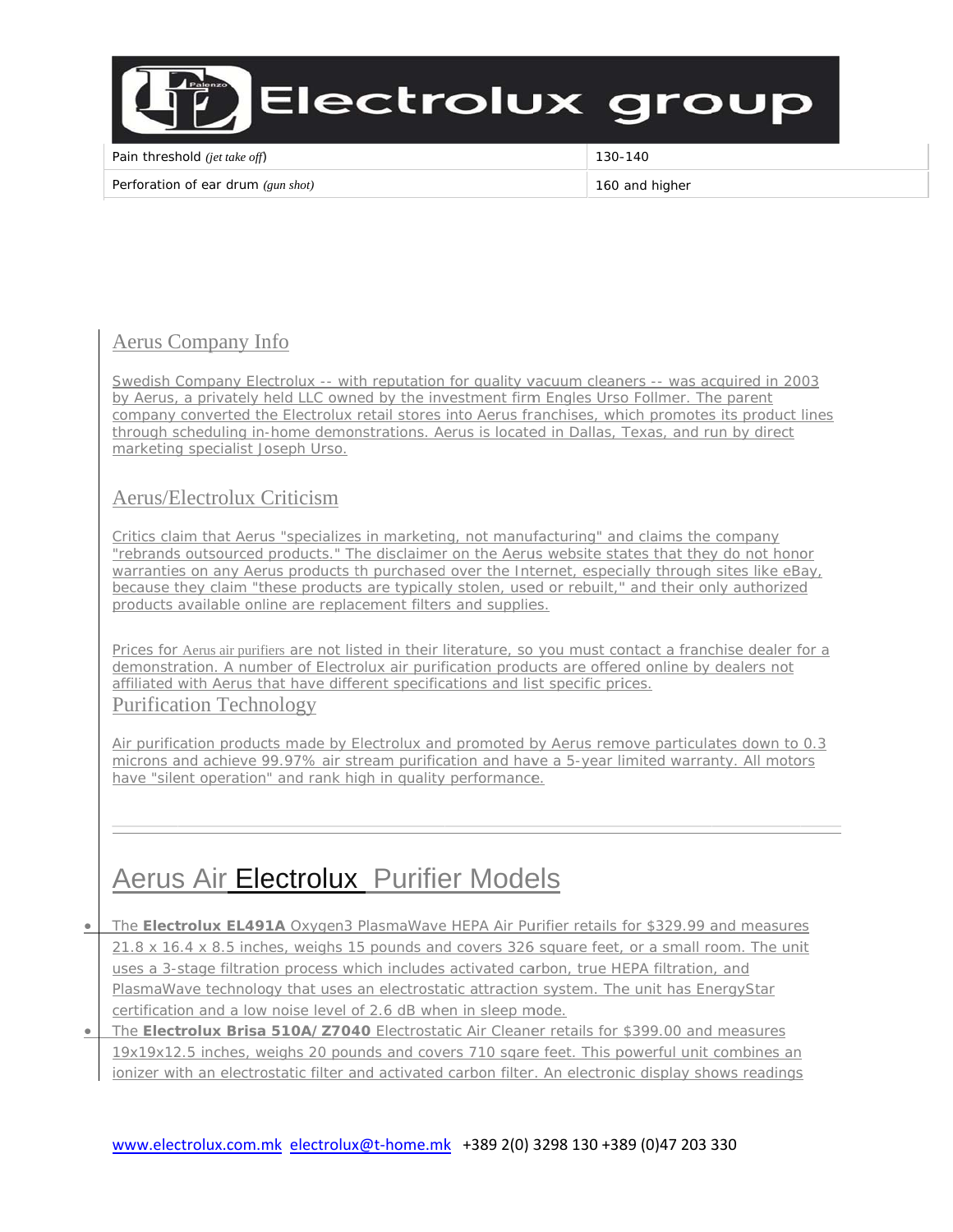| Pain threshold *(jet take off)* | 130-140 |
|---|---|
| Perforation of ear drum *(gun shot)* | 160 and higher |

## Aerus Company Info

Swedish Company Electrolux -- with reputation for quality vacuum cleaners -- was acquired in 2003 by Aerus, a privately held LLC owned by the investment firm Engles Urso Follmer. The parent company converted the Electrolux retail stores into Aerus franchises, which promotes its product lines through scheduling in-home demonstrations. Aerus is located in Dallas, Texas, and run by direct marketing specialist Joseph Urso.

## Aerus/Electrolux Criticism

Critics claim that Aerus "specializes in marketing, not manufacturing" and claims the company "rebrands outsourced products." The disclaimer on the Aerus website states that they do not honor warranties on any Aerus products th purchased over the Internet, especially through sites like eBay, because they claim "these products are typically stolen, used or rebuilt," and their only authorized products available online are replacement filters and supplies.

Prices for Aerus air purifiers are not listed in their literature, so you must contact a franchise dealer for a demonstration. A number of Electrolux air purification products are offered online by dealers not affiliated with Aerus that have different specifications and list specific prices.

## Purification Technology

Air purification products made by Electrolux and promoted by Aerus remove particulates down to 0.3 microns and achieve 99.97% air stream purification and have a 5-year limited warranty. All motors have "silent operation" and rank high in quality performance.

---

# Aerus Air Electrolux Purifier Models

- The **Electrolux EL491A** Oxygen3 PlasmaWave HEPA Air Purifier retails for $329.99 and measures 21.8 x 16.4 x 8.5 inches, weighs 15 pounds and covers 326 square feet, or a small room. The unit uses a 3-stage filtration process which includes activated carbon, true HEPA filtration, and PlasmaWave technology that uses an electrostatic attraction system. The unit has EnergyStar certification and a low noise level of 2.6 dB when in sleep mode.
- The **Electrolux Brisa 510A/ Z7040** Electrostatic Air Cleaner retails for $399.00 and measures 19x19x12.5 inches, weighs 20 pounds and covers 710 sqare feet. This powerful unit combines an ionizer with an electrostatic filter and activated carbon filter. An electronic display shows readings

www.electrolux.com.mk electrolux@t-home.mk +389 2(0) 3298 130 +389 (0)47 203 330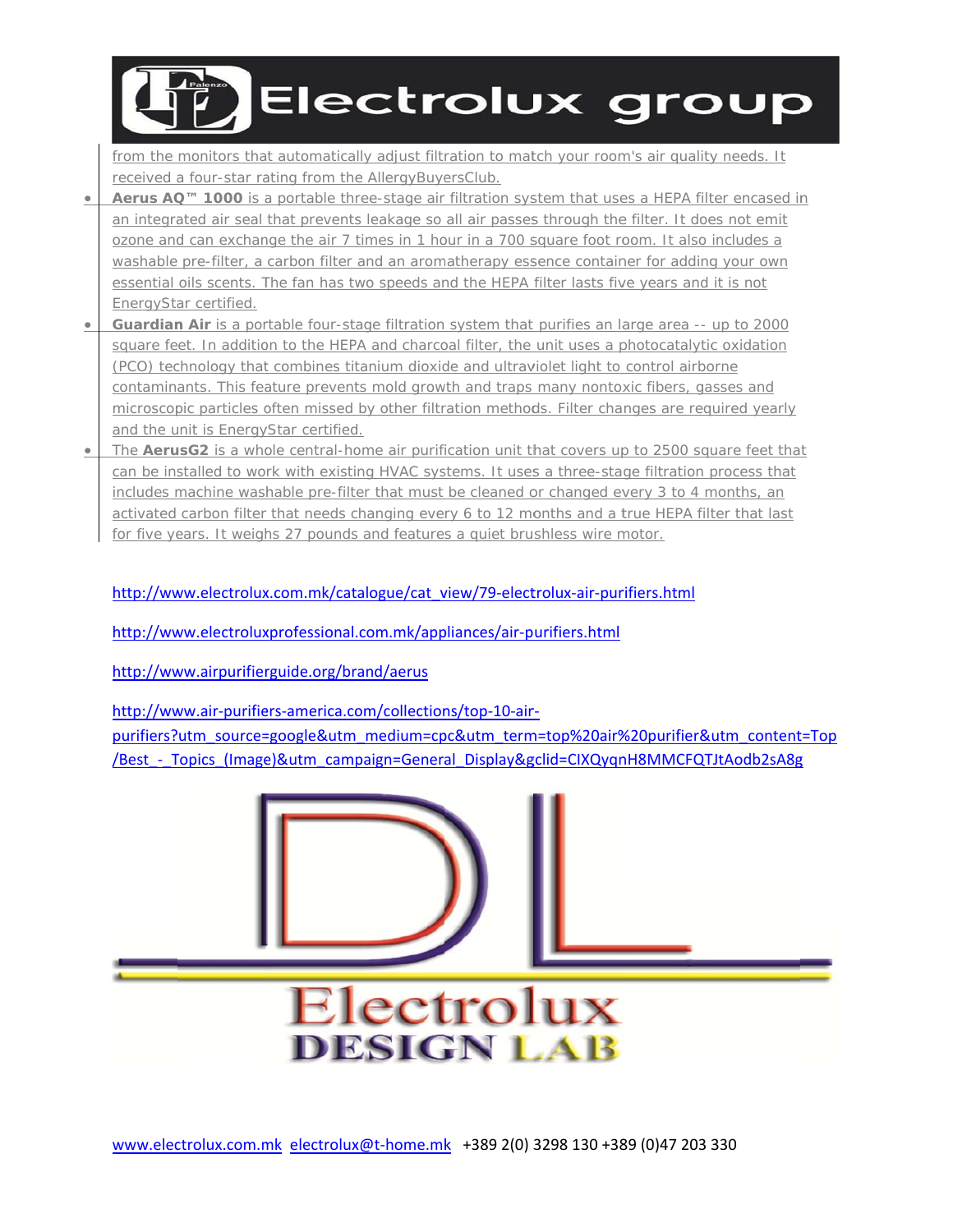from the monitors that automatically adjust filtration to match your room's air quality needs. It received a four-star rating from the AllergyBuyersClub.

- **Aerus AQ™ 1000** is a portable three-stage air filtration system that uses a HEPA filter encased in an integrated air seal that prevents leakage so all air passes through the filter. It does not emit ozone and can exchange the air 7 times in 1 hour in a 700 square foot room. It also includes a washable pre-filter, a carbon filter and an aromatherapy essence container for adding your own essential oils scents. The fan has two speeds and the HEPA filter lasts five years and it is not EnergyStar certified.
- **Guardian Air** is a portable four-stage filtration system that purifies an large area -- up to 2000 square feet. In addition to the HEPA and charcoal filter, the unit uses a photocatalytic oxidation (PCO) technology that combines titanium dioxide and ultraviolet light to control airborne contaminants. This feature prevents mold growth and traps many nontoxic fibers, gasses and microscopic particles often missed by other filtration methods. Filter changes are required yearly and the unit is EnergyStar certified.
- The **AerusG2** is a whole central-home air purification unit that covers up to 2500 square feet that can be installed to work with existing HVAC systems. It uses a three-stage filtration process that includes machine washable pre-filter that must be cleaned or changed every 3 to 4 months, an activated carbon filter that needs changing every 6 to 12 months and a true HEPA filter that last for five years. It weighs 27 pounds and features a quiet brushless wire motor.

http://www.electrolux.com.mk/catalogue/cat_view/79-electrolux-air-purifiers.html

http://www.electroluxprofessional.com.mk/appliances/air-purifiers.html

http://www.airpurifierguide.org/brand/aerus

http://www.air-purifiers-america.com/collections/top-10-air-purifiers?utm_source=google&utm_medium=cpc&utm_term=top%20air%20purifier&utm_content=Top/Best_-_Topics_(Image)&utm_campaign=General_Display&gclid=CIXQyqnH8MMCFQTJtAodb2sA8g

www.electrolux.com.mk electrolux@t-home.mk +389 2(0) 3298 130 +389 (0)47 203 330